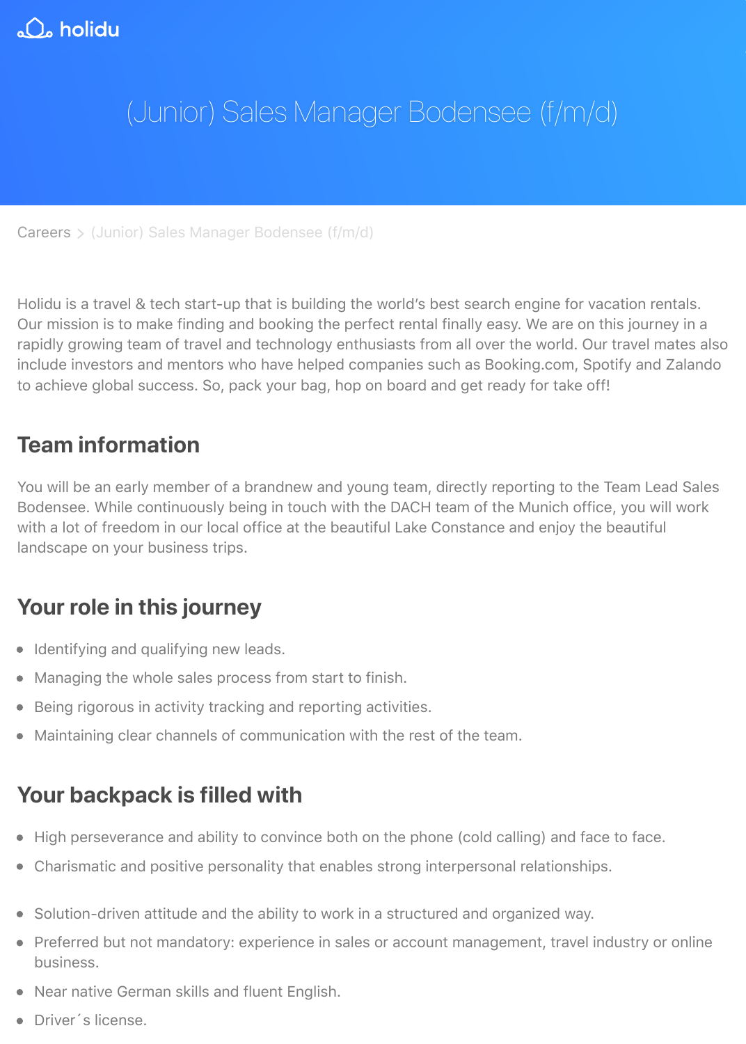holidu

# (Junior) Sales Manager Bodensee (f/m/d)

Careers > (Junior) Sales Manager Bodensee (f/m/d)

Holidu is a travel & tech start-up that is building the world's best search engine for vacation rentals. Our mission is to make finding and booking the perfect rental finally easy. We are on this journey in a rapidly growing team of travel and technology enthusiasts from all over the world. Our travel mates also include investors and mentors who have helped companies such as Booking.com, Spotify and Zalando to achieve global success. So, pack your bag, hop on board and get ready for take off!

## Team information

You will be an early member of a brandnew and young team, directly reporting to the Team Lead Sales Bodensee. While continuously being in touch with the DACH team of the Munich office, you will work with a lot of freedom in our local office at the beautiful Lake Constance and enjoy the beautiful landscape on your business trips.

## Your role in this journey

- Identifying and qualifying new leads.
- Managing the whole sales process from start to finish.
- Being rigorous in activity tracking and reporting activities.
- Maintaining clear channels of communication with the rest of the team.

## Your backpack is filled with

- High perseverance and ability to convince both on the phone (cold calling) and face to face.
- Charismatic and positive personality that enables strong interpersonal relationships.
- Solution-driven attitude and the ability to work in a structured and organized way.
- Preferred but not mandatory: experience in sales or account management, travel industry or online business.
- Near native German skills and fluent English.
- Driver´s license.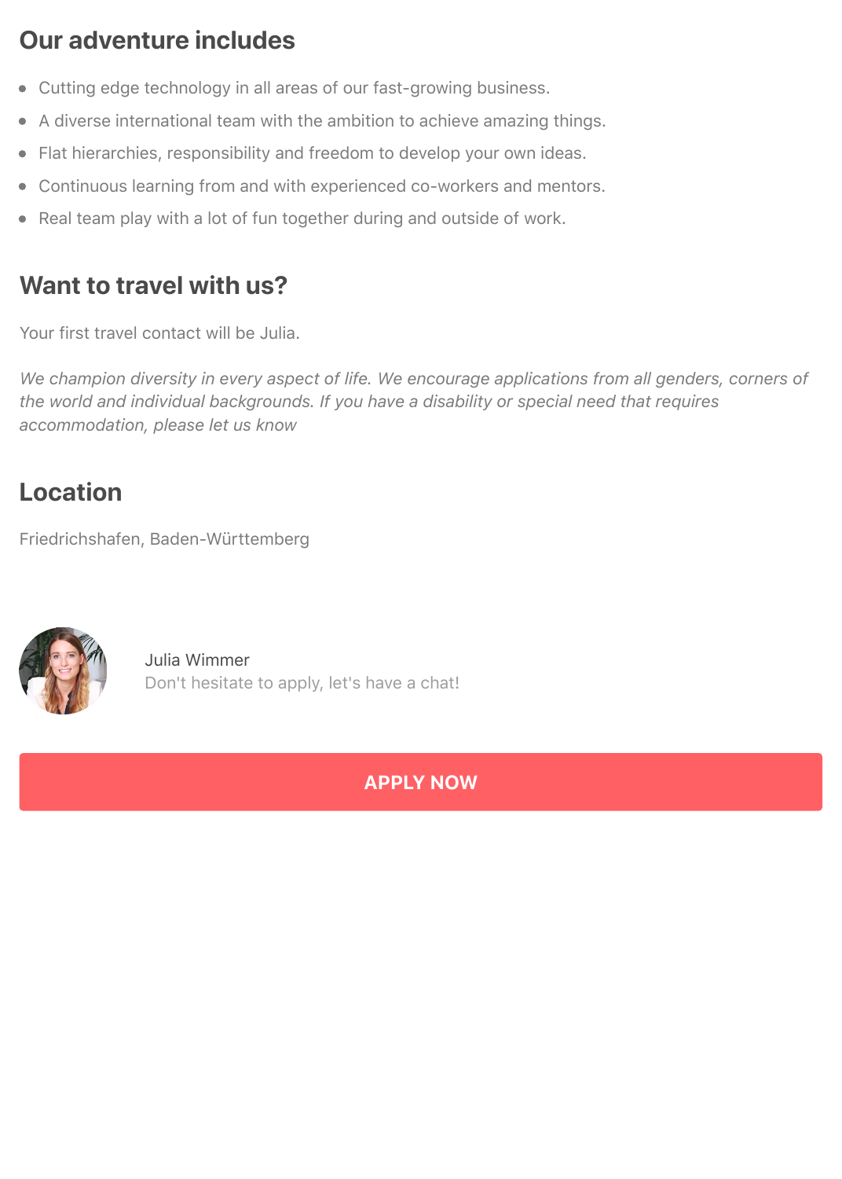## Our adventure includes

- Cutting edge technology in all areas of our fast-growing business.
- A diverse international team with the ambition to achieve amazing things.
- Flat hierarchies, responsibility and freedom to develop your own ideas.
- Continuous learning from and with experienced co-workers and mentors.
- Real team play with a lot of fun together during and outside of work.

## Want to travel with us?

Your first travel contact will be Julia.

*We champion diversity in every aspect of life. We encourage applications from all genders, corners of the world and individual backgrounds. If you have a disability or special need that requires accommodation, please let us know*

## Location

Friedrichshafen, Baden-Württemberg

Julia Wimmer
Don't hesitate to apply, let's have a chat!

**APPLY NOW**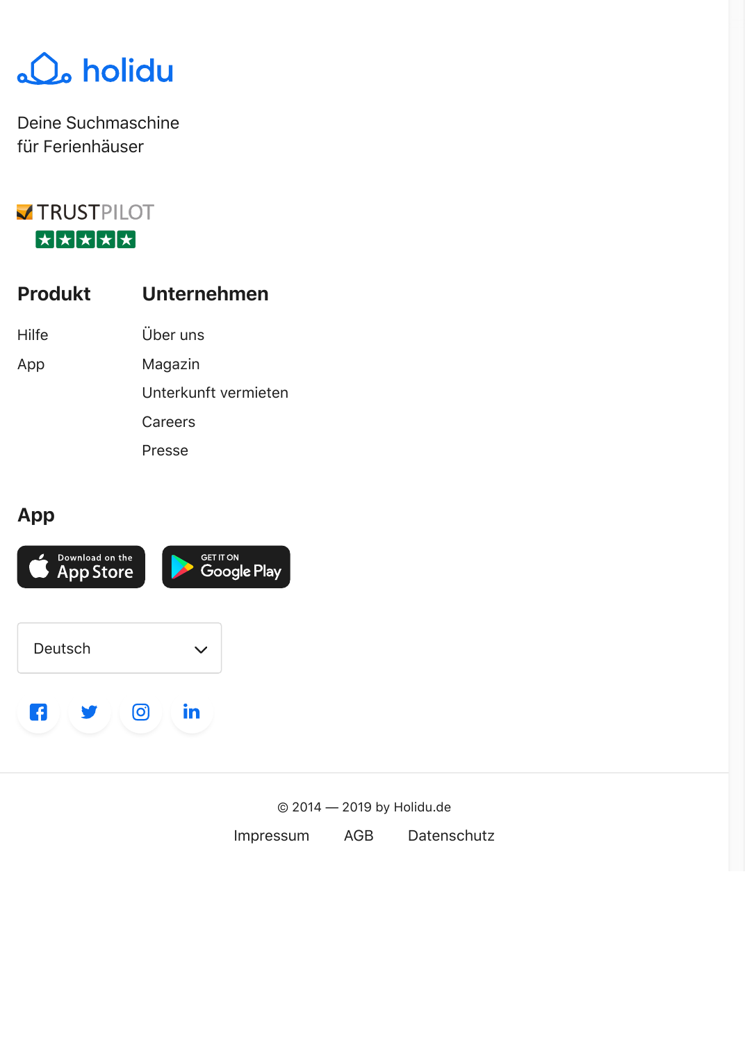holidu

Deine Suchmaschine
für Ferienhäuser

TRUSTPILOT

## Produkt

Hilfe

App

## Unternehmen

Über uns

Magazin

Unterkunft vermieten

Careers

Presse

## App

Download on the App Store

GET IT ON Google Play

Deutsch

© 2014 — 2019 by Holidu.de

Impressum AGB Datenschutz